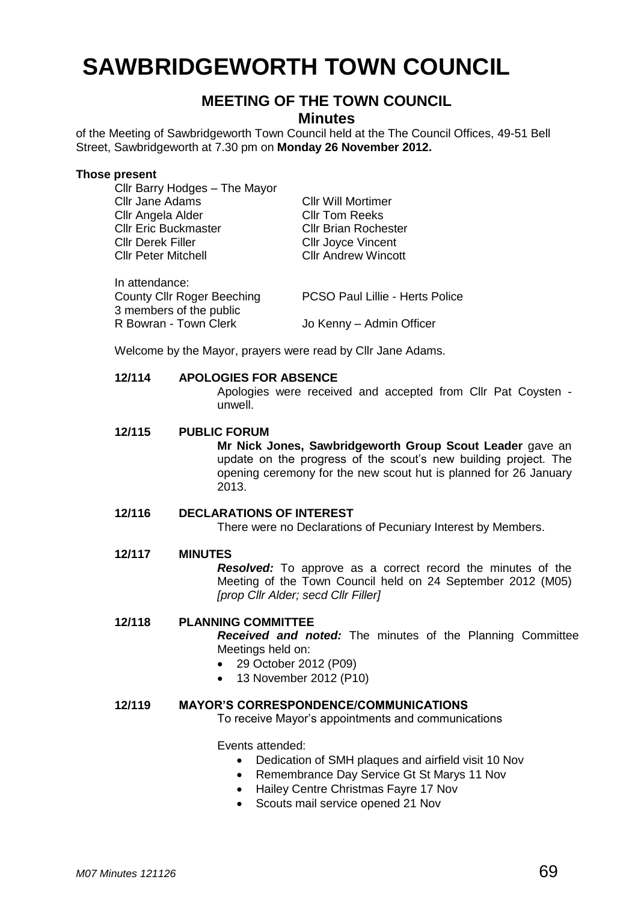# SAWBRIDGEWORTH TOWN COUNCIL

## MEETING OF THE TOWN COUNCIL

### Minutes

of the Meeting of Sawbridgeworth Town Council held at the The Council Offices, 49-51 Bell Street, Sawbridgeworth at 7.30 pm on **Monday 26 November 2012.**

**Those present**

| | |
|---|---|
| Cllr Barry Hodges – The Mayor | |
| Cllr Jane Adams | Cllr Will Mortimer |
| Cllr Angela Alder | Cllr Tom Reeks |
| Cllr Eric Buckmaster | Cllr Brian Rochester |
| Cllr Derek Filler | Cllr Joyce Vincent |
| Cllr Peter Mitchell | Cllr Andrew Wincott |

In attendance:

| | |
|---|---|
| County Cllr Roger Beeching | PCSO Paul Lillie - Herts Police |
| 3 members of the public | |
| R Bowran - Town Clerk | Jo Kenny – Admin Officer |

Welcome by the Mayor, prayers were read by Cllr Jane Adams.

**12/114 APOLOGIES FOR ABSENCE**

Apologies were received and accepted from Cllr Pat Coysten - unwell.

**12/115 PUBLIC FORUM**

**Mr Nick Jones, Sawbridgeworth Group Scout Leader** gave an update on the progress of the scout's new building project. The opening ceremony for the new scout hut is planned for 26 January 2013.

**12/116 DECLARATIONS OF INTEREST**

There were no Declarations of Pecuniary Interest by Members.

**12/117 MINUTES**

***Resolved:*** To approve as a correct record the minutes of the Meeting of the Town Council held on 24 September 2012 (M05) *[prop Cllr Alder; secd Cllr Filler]*

**12/118 PLANNING COMMITTEE**

***Received and noted:*** The minutes of the Planning Committee Meetings held on:

- 29 October 2012 (P09)
- 13 November 2012 (P10)

**12/119 MAYOR'S CORRESPONDENCE/COMMUNICATIONS**

To receive Mayor's appointments and communications

Events attended:

- Dedication of SMH plaques and airfield visit 10 Nov
- Remembrance Day Service Gt St Marys 11 Nov
- Hailey Centre Christmas Fayre 17 Nov
- Scouts mail service opened 21 Nov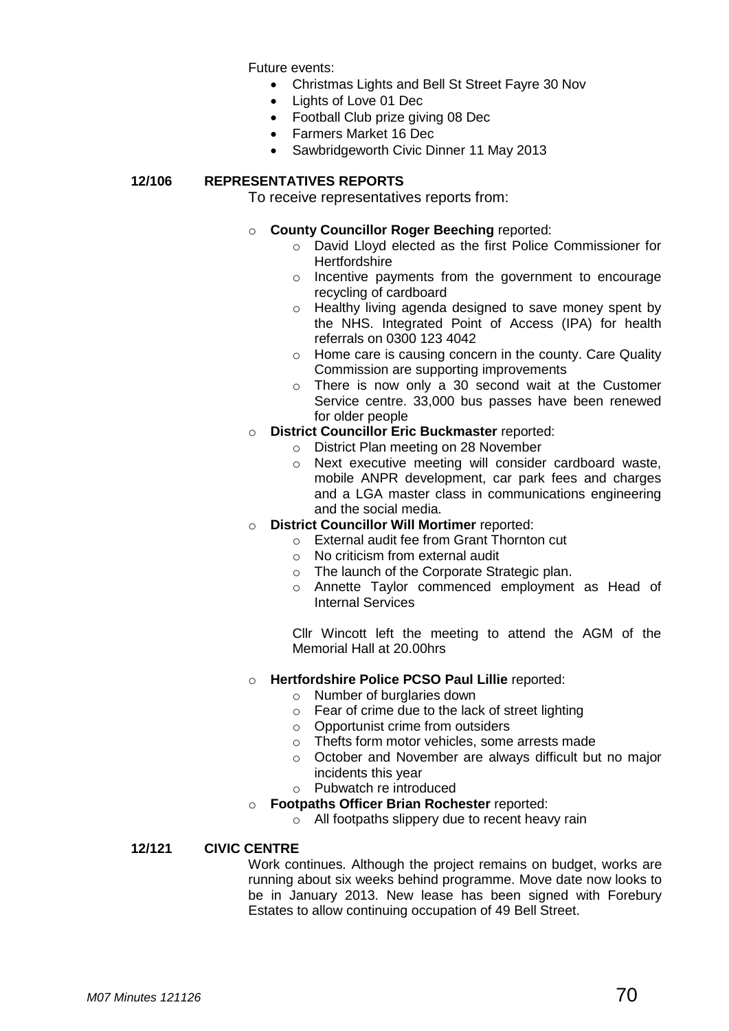Future events:

- Christmas Lights and Bell St Street Fayre 30 Nov
- Lights of Love 01 Dec
- Football Club prize giving 08 Dec
- Farmers Market 16 Dec
- Sawbridgeworth Civic Dinner 11 May 2013

**12/106 REPRESENTATIVES REPORTS**

To receive representatives reports from:

- **County Councillor Roger Beeching** reported:
  - David Lloyd elected as the first Police Commissioner for Hertfordshire
  - Incentive payments from the government to encourage recycling of cardboard
  - Healthy living agenda designed to save money spent by the NHS. Integrated Point of Access (IPA) for health referrals on 0300 123 4042
  - Home care is causing concern in the county. Care Quality Commission are supporting improvements
  - There is now only a 30 second wait at the Customer Service centre. 33,000 bus passes have been renewed for older people
- **District Councillor Eric Buckmaster** reported:
  - District Plan meeting on 28 November
  - Next executive meeting will consider cardboard waste, mobile ANPR development, car park fees and charges and a LGA master class in communications engineering and the social media.
- **District Councillor Will Mortimer** reported:
  - External audit fee from Grant Thornton cut
  - No criticism from external audit
  - The launch of the Corporate Strategic plan.
  - Annette Taylor commenced employment as Head of Internal Services

  Cllr Wincott left the meeting to attend the AGM of the Memorial Hall at 20.00hrs

- **Hertfordshire Police PCSO Paul Lillie** reported:
  - Number of burglaries down
  - Fear of crime due to the lack of street lighting
  - Opportunist crime from outsiders
  - Thefts form motor vehicles, some arrests made
  - October and November are always difficult but no major incidents this year
  - Pubwatch re introduced
- **Footpaths Officer Brian Rochester** reported:
  - All footpaths slippery due to recent heavy rain

**12/121 CIVIC CENTRE**

Work continues. Although the project remains on budget, works are running about six weeks behind programme. Move date now looks to be in January 2013. New lease has been signed with Forebury Estates to allow continuing occupation of 49 Bell Street.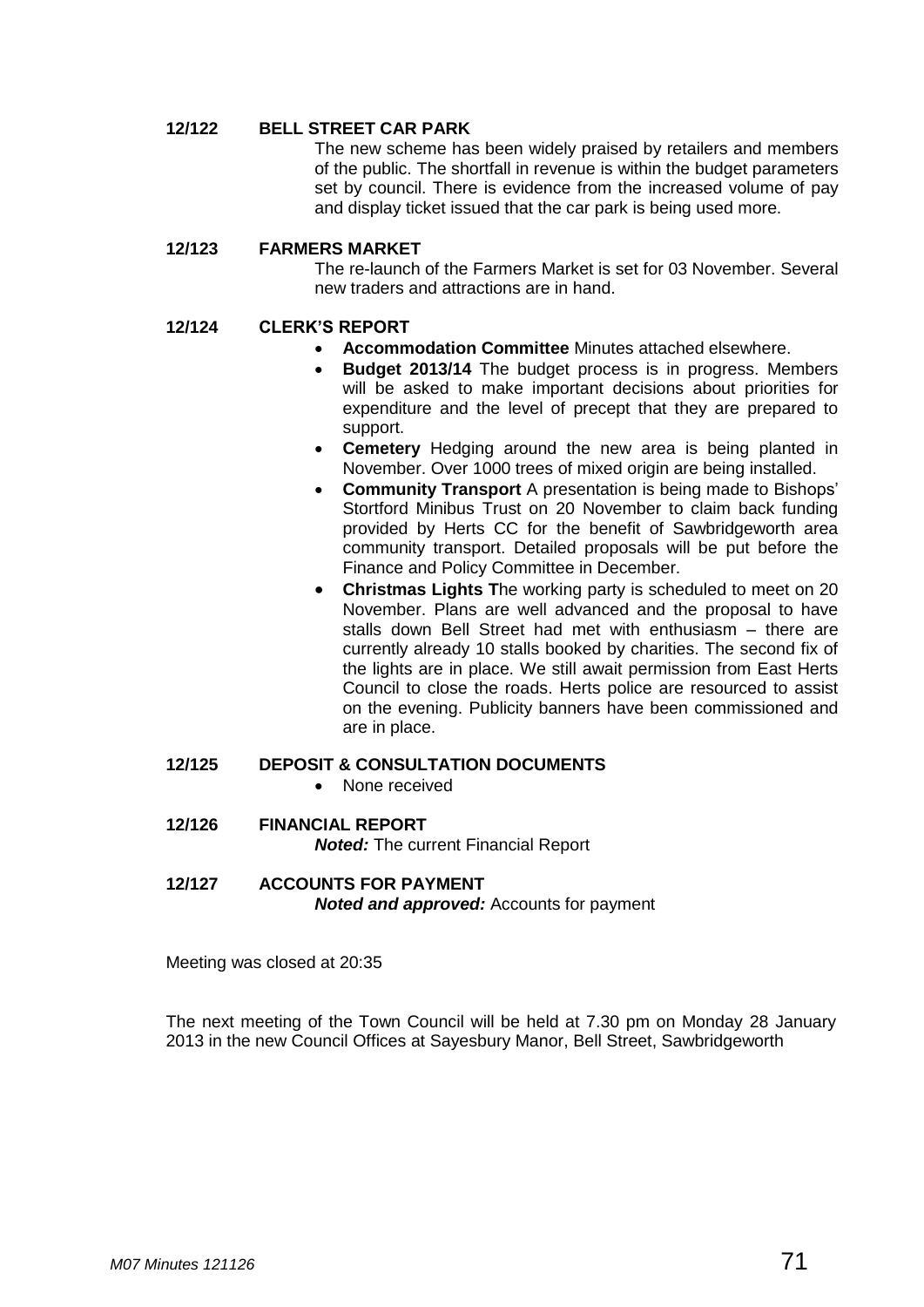**12/122 BELL STREET CAR PARK**

The new scheme has been widely praised by retailers and members of the public. The shortfall in revenue is within the budget parameters set by council. There is evidence from the increased volume of pay and display ticket issued that the car park is being used more.

**12/123 FARMERS MARKET**

The re-launch of the Farmers Market is set for 03 November. Several new traders and attractions are in hand.

**12/124 CLERK'S REPORT**

- **Accommodation Committee** Minutes attached elsewhere.
- **Budget 2013/14** The budget process is in progress. Members will be asked to make important decisions about priorities for expenditure and the level of precept that they are prepared to support.
- **Cemetery** Hedging around the new area is being planted in November. Over 1000 trees of mixed origin are being installed.
- **Community Transport** A presentation is being made to Bishops' Stortford Minibus Trust on 20 November to claim back funding provided by Herts CC for the benefit of Sawbridgeworth area community transport. Detailed proposals will be put before the Finance and Policy Committee in December.
- **Christmas Lights T**he working party is scheduled to meet on 20 November. Plans are well advanced and the proposal to have stalls down Bell Street had met with enthusiasm – there are currently already 10 stalls booked by charities. The second fix of the lights are in place. We still await permission from East Herts Council to close the roads. Herts police are resourced to assist on the evening. Publicity banners have been commissioned and are in place.

**12/125 DEPOSIT & CONSULTATION DOCUMENTS**

- None received

**12/126 FINANCIAL REPORT**

***Noted:*** The current Financial Report

**12/127 ACCOUNTS FOR PAYMENT**

***Noted and approved:*** Accounts for payment

Meeting was closed at 20:35

The next meeting of the Town Council will be held at 7.30 pm on Monday 28 January 2013 in the new Council Offices at Sayesbury Manor, Bell Street, Sawbridgeworth